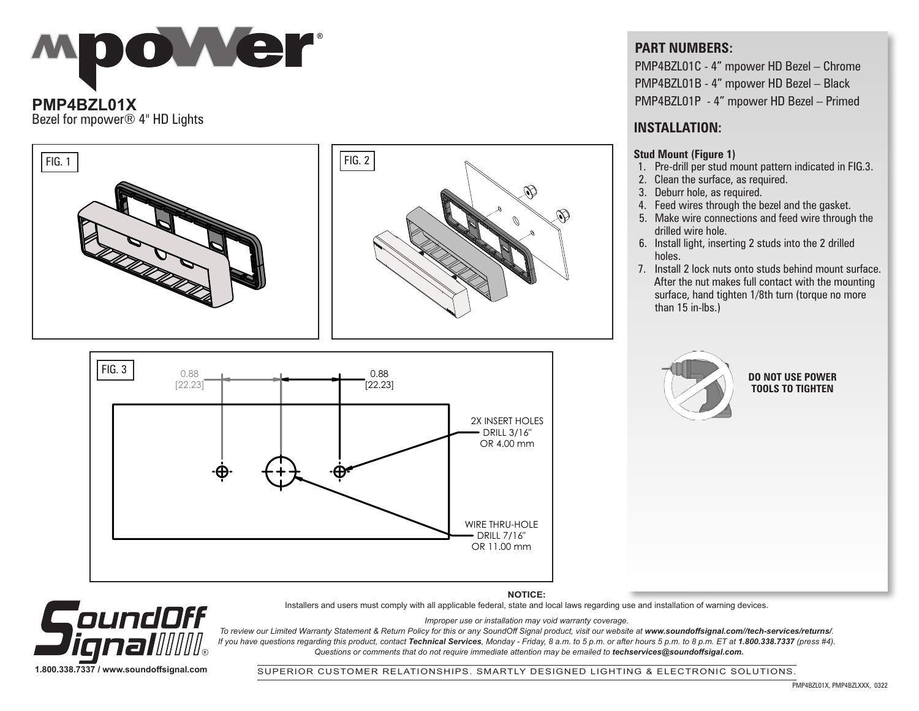# mpower®

## PMP4BZL01X

Bezel for mpower® 4" HD Lights

FIG. 1

FIG. 2

FIG. 3

0.88 [22.23]

0.88 [22.23]

2X INSERT HOLES DRILL 3/16" OR 4.00 mm

WIRE THRU-HOLE DRILL 7/16" OR 11.00 mm

## PART NUMBERS:

PMP4BZL01C - 4" mpower HD Bezel – Chrome
PMP4BZL01B - 4" mpower HD Bezel – Black
PMP4BZL01P - 4" mpower HD Bezel – Primed

## INSTALLATION:

**Stud Mount (Figure 1)**

1. Pre-drill per stud mount pattern indicated in FIG.3.
2. Clean the surface, as required.
3. Deburr hole, as required.
4. Feed wires through the bezel and the gasket.
5. Make wire connections and feed wire through the drilled wire hole.
6. Install light, inserting 2 studs into the 2 drilled holes.
7. Install 2 lock nuts onto studs behind mount surface. After the nut makes full contact with the mounting surface, hand tighten 1/8th turn (torque no more than 15 in-lbs.)

**DO NOT USE POWER TOOLS TO TIGHTEN**

**NOTICE:**

Installers and users must comply with all applicable federal, state and local laws regarding use and installation of warning devices.

*Improper use or installation may void warranty coverage.*

*To review our Limited Warranty Statement & Return Policy for this or any SoundOff Signal product, visit our website at **www.soundoffsignal.com//tech-services/returns/**.*
*If you have questions regarding this product, contact **Technical Services**, Monday - Friday, 8 a.m. to 5 p.m. or after hours 5 p.m. to 8 p.m. ET at **1.800.338.7337** (press #4).*
*Questions or comments that do not require immediate attention may be emailed to **techservices@soundoffsigal.com.***

SoundOff Signal®
**1.800.338.7337 / www.soundoffsignal.com**

SUPERIOR CUSTOMER RELATIONSHIPS. SMARTLY DESIGNED LIGHTING & ELECTRONIC SOLUTIONS.

PMP4BZL01X, PMP4BZLXXX, 0322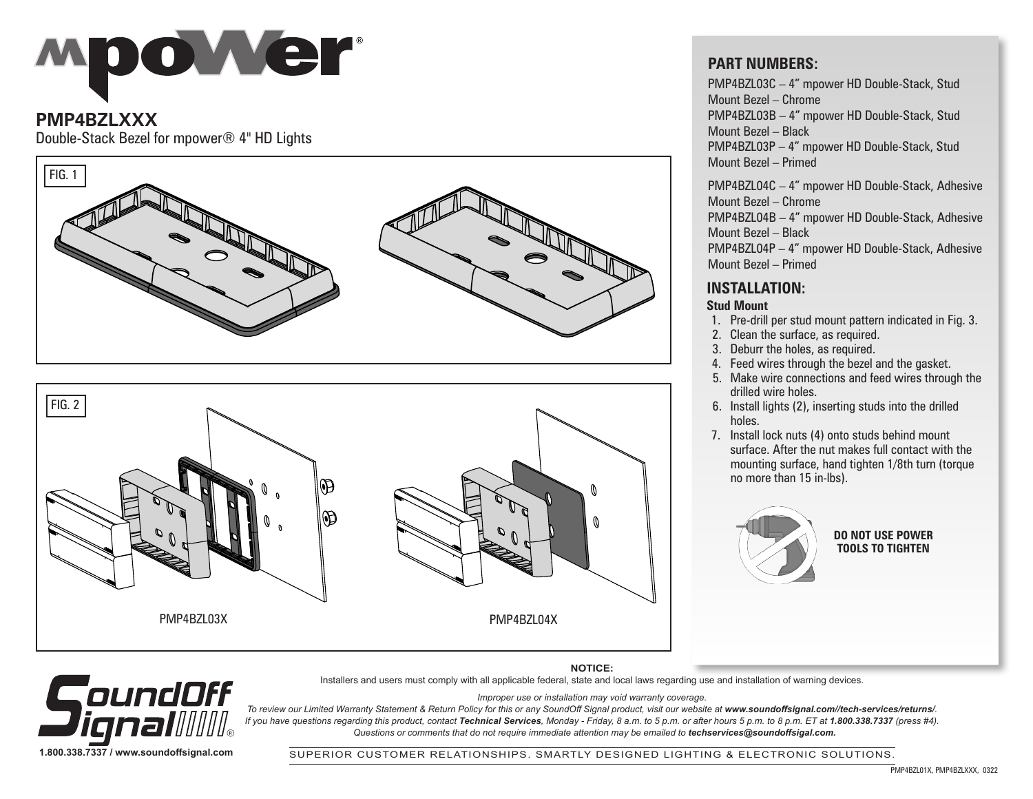# PMP4BZLXXX

Double-Stack Bezel for mpower® 4" HD Lights

FIG. 1

FIG. 2

PMP4BZL03X

PMP4BZL04X

## PART NUMBERS:

PMP4BZL03C – 4" mpower HD Double-Stack, Stud Mount Bezel – Chrome
PMP4BZL03B – 4" mpower HD Double-Stack, Stud Mount Bezel – Black
PMP4BZL03P – 4" mpower HD Double-Stack, Stud Mount Bezel – Primed

PMP4BZL04C – 4" mpower HD Double-Stack, Adhesive Mount Bezel – Chrome
PMP4BZL04B – 4" mpower HD Double-Stack, Adhesive Mount Bezel – Black
PMP4BZL04P – 4" mpower HD Double-Stack, Adhesive Mount Bezel – Primed

## INSTALLATION:

### Stud Mount

1. Pre-drill per stud mount pattern indicated in Fig. 3.
2. Clean the surface, as required.
3. Deburr the holes, as required.
4. Feed wires through the bezel and the gasket.
5. Make wire connections and feed wires through the drilled wire holes.
6. Install lights (2), inserting studs into the drilled holes.
7. Install lock nuts (4) onto studs behind mount surface. After the nut makes full contact with the mounting surface, hand tighten 1/8th turn (torque no more than 15 in-lbs).

**DO NOT USE POWER TOOLS TO TIGHTEN**

**NOTICE:**

Installers and users must comply with all applicable federal, state and local laws regarding use and installation of warning devices.

*Improper use or installation may void warranty coverage.*

*To review our Limited Warranty Statement & Return Policy for this or any SoundOff Signal product, visit our website at **www.soundoffsignal.com//tech-services/returns/**. If you have questions regarding this product, contact **Technical Services**, Monday - Friday, 8 a.m. to 5 p.m. or after hours 5 p.m. to 8 p.m. ET at **1.800.338.7337** (press #4). Questions or comments that do not require immediate attention may be emailed to **techservices@soundoffsigal.com.***

**1.800.338.7337 / www.soundoffsignal.com**

SUPERIOR CUSTOMER RELATIONSHIPS. SMARTLY DESIGNED LIGHTING & ELECTRONIC SOLUTIONS.

PMP4BZL01X, PMP4BZLXXX, 0322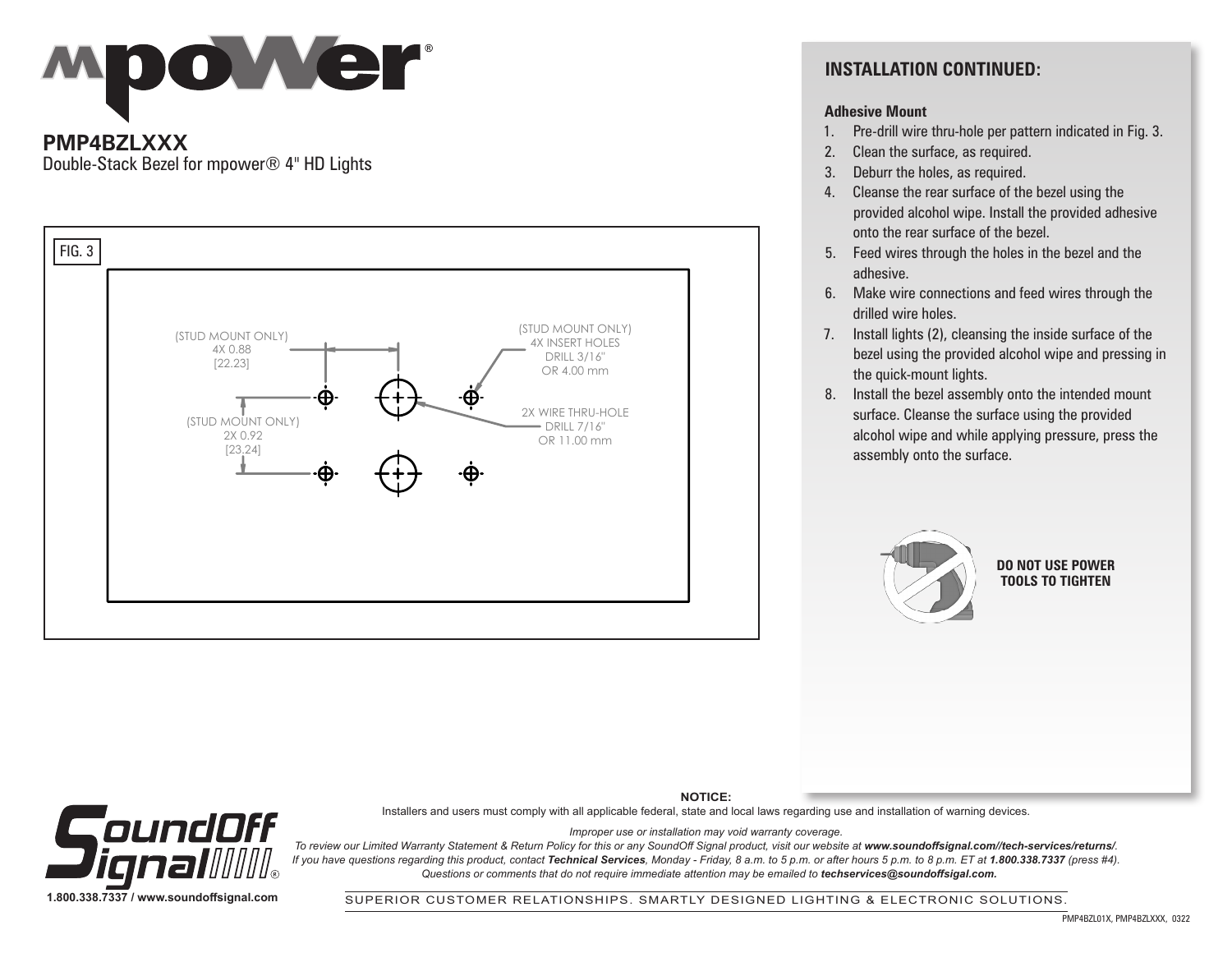# mpower®

## PMP4BZLXXX

Double-Stack Bezel for mpower® 4" HD Lights

FIG. 3

(STUD MOUNT ONLY)
4X 0.88
[22.23]

(STUD MOUNT ONLY)
4X INSERT HOLES
DRILL 3/16"
OR 4.00 mm

(STUD MOUNT ONLY)
2X 0.92
[23.24]

2X WIRE THRU-HOLE
DRILL 7/16"
OR 11.00 mm

## INSTALLATION CONTINUED:

### Adhesive Mount

1. Pre-drill wire thru-hole per pattern indicated in Fig. 3.
2. Clean the surface, as required.
3. Deburr the holes, as required.
4. Cleanse the rear surface of the bezel using the provided alcohol wipe. Install the provided adhesive onto the rear surface of the bezel.
5. Feed wires through the holes in the bezel and the adhesive.
6. Make wire connections and feed wires through the drilled wire holes.
7. Install lights (2), cleansing the inside surface of the bezel using the provided alcohol wipe and pressing in the quick-mount lights.
8. Install the bezel assembly onto the intended mount surface. Cleanse the surface using the provided alcohol wipe and while applying pressure, press the assembly onto the surface.

**DO NOT USE POWER TOOLS TO TIGHTEN**

**NOTICE:**

Installers and users must comply with all applicable federal, state and local laws regarding use and installation of warning devices.

*Improper use or installation may void warranty coverage.*

*To review our Limited Warranty Statement & Return Policy for this or any SoundOff Signal product, visit our website at **www.soundoffsignal.com//tech-services/returns/**.*
*If you have questions regarding this product, contact **Technical Services**, Monday - Friday, 8 a.m. to 5 p.m. or after hours 5 p.m. to 8 p.m. ET at **1.800.338.7337** (press #4).*
*Questions or comments that do not require immediate attention may be emailed to **techservices@soundoffsigal.com.***

SoundOff Signal®

**1.800.338.7337 / www.soundoffsignal.com**

SUPERIOR CUSTOMER RELATIONSHIPS. SMARTLY DESIGNED LIGHTING & ELECTRONIC SOLUTIONS.

PMP4BZL01X, PMP4BZLXXX, 0322